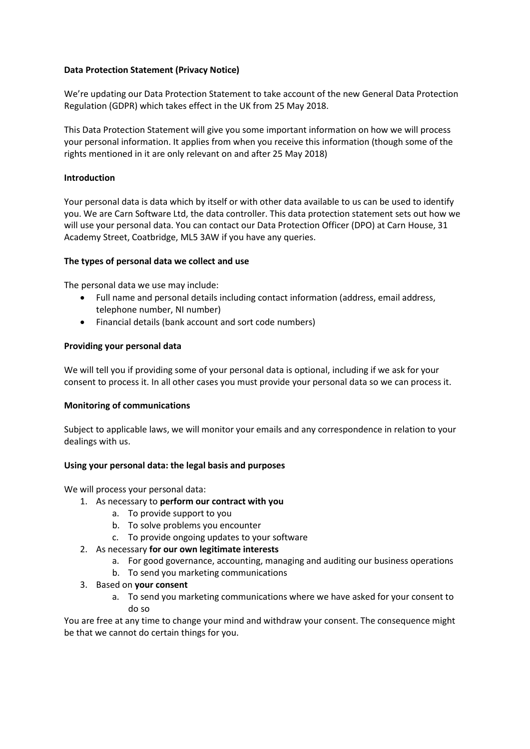**Data Protection Statement (Privacy Notice)**

We're updating our Data Protection Statement to take account of the new General Data Protection Regulation (GDPR) which takes effect in the UK from 25 May 2018.

This Data Protection Statement will give you some important information on how we will process your personal information. It applies from when you receive this information (though some of the rights mentioned in it are only relevant on and after 25 May 2018)

**Introduction**

Your personal data is data which by itself or with other data available to us can be used to identify you. We are Carn Software Ltd, the data controller. This data protection statement sets out how we will use your personal data. You can contact our Data Protection Officer (DPO) at Carn House, 31 Academy Street, Coatbridge, ML5 3AW if you have any queries.

**The types of personal data we collect and use**

The personal data we use may include:

- Full name and personal details including contact information (address, email address, telephone number, NI number)
- Financial details (bank account and sort code numbers)

**Providing your personal data**

We will tell you if providing some of your personal data is optional, including if we ask for your consent to process it. In all other cases you must provide your personal data so we can process it.

**Monitoring of communications**

Subject to applicable laws, we will monitor your emails and any correspondence in relation to your dealings with us.

**Using your personal data: the legal basis and purposes**

We will process your personal data:

1. As necessary to **perform our contract with you**
    a. To provide support to you
    b. To solve problems you encounter
    c. To provide ongoing updates to your software
2. As necessary **for our own legitimate interests**
    a. For good governance, accounting, managing and auditing our business operations
    b. To send you marketing communications
3. Based on **your consent**
    a. To send you marketing communications where we have asked for your consent to do so

You are free at any time to change your mind and withdraw your consent. The consequence might be that we cannot do certain things for you.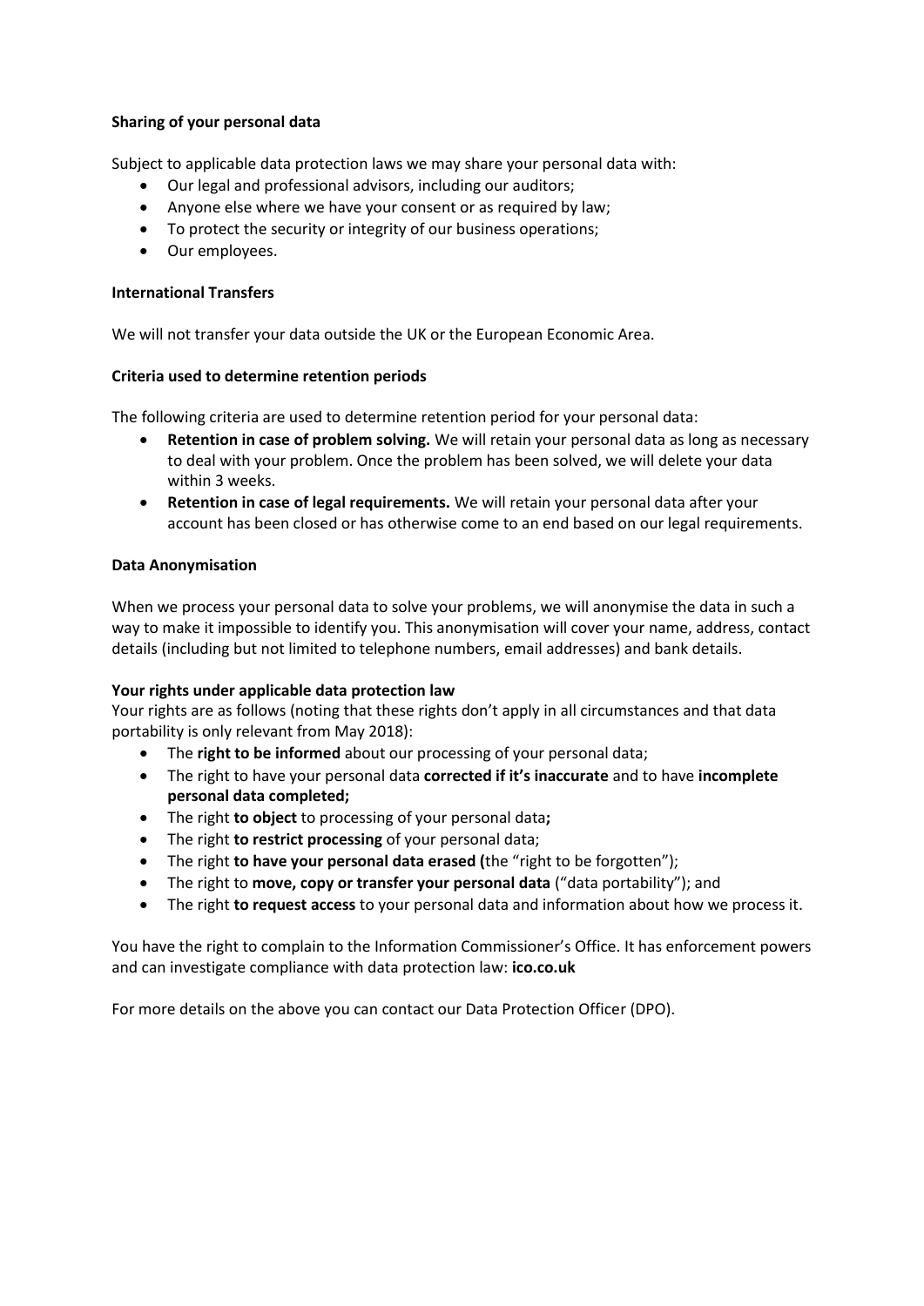**Sharing of your personal data**

Subject to applicable data protection laws we may share your personal data with:

- Our legal and professional advisors, including our auditors;
- Anyone else where we have your consent or as required by law;
- To protect the security or integrity of our business operations;
- Our employees.

**International Transfers**

We will not transfer your data outside the UK or the European Economic Area.

**Criteria used to determine retention periods**

The following criteria are used to determine retention period for your personal data:

- **Retention in case of problem solving.** We will retain your personal data as long as necessary to deal with your problem. Once the problem has been solved, we will delete your data within 3 weeks.
- **Retention in case of legal requirements.** We will retain your personal data after your account has been closed or has otherwise come to an end based on our legal requirements.

**Data Anonymisation**

When we process your personal data to solve your problems, we will anonymise the data in such a way to make it impossible to identify you. This anonymisation will cover your name, address, contact details (including but not limited to telephone numbers, email addresses) and bank details.

**Your rights under applicable data protection law**

Your rights are as follows (noting that these rights don't apply in all circumstances and that data portability is only relevant from May 2018):

- The **right to be informed** about our processing of your personal data;
- The right to have your personal data **corrected if it's inaccurate** and to have **incomplete personal data completed;**
- The right **to object** to processing of your personal data**;**
- The right **to restrict processing** of your personal data;
- The right **to have your personal data erased (**the "right to be forgotten");
- The right to **move, copy or transfer your personal data** ("data portability"); and
- The right **to request access** to your personal data and information about how we process it.

You have the right to complain to the Information Commissioner's Office. It has enforcement powers and can investigate compliance with data protection law: **ico.co.uk**

For more details on the above you can contact our Data Protection Officer (DPO).